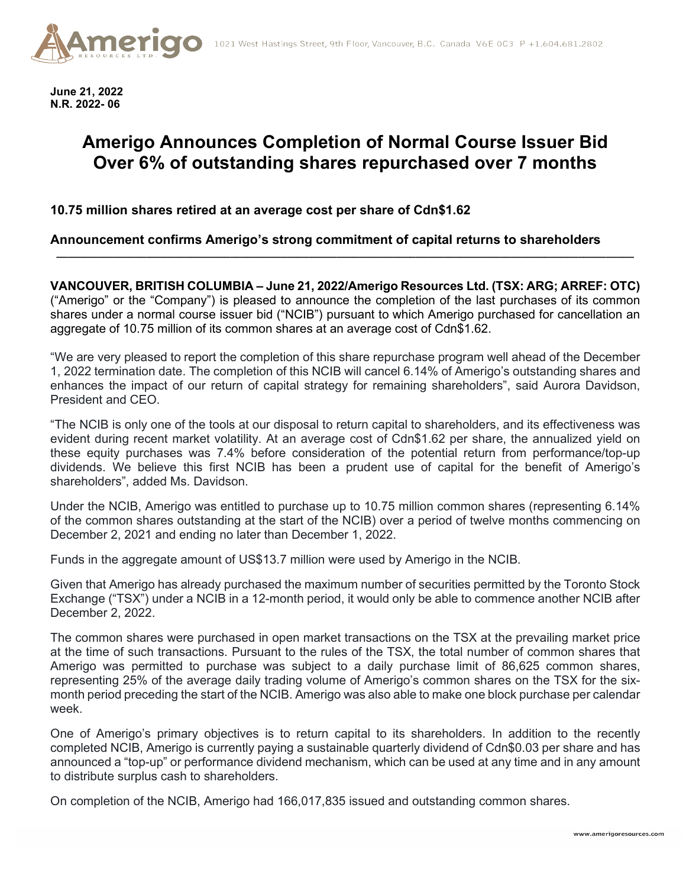June 21, 2022
N.R. 2022- 06

# Amerigo Announces Completion of Normal Course Issuer Bid Over 6% of outstanding shares repurchased over 7 months

### 10.75 million shares retired at an average cost per share of Cdn$1.62

### Announcement confirms Amerigo's strong commitment of capital returns to shareholders

---

**VANCOUVER, BRITISH COLUMBIA – June 21, 2022/Amerigo Resources Ltd. (TSX: ARG; ARREF: OTC)** ("Amerigo" or the "Company") is pleased to announce the completion of the last purchases of its common shares under a normal course issuer bid ("NCIB") pursuant to which Amerigo purchased for cancellation an aggregate of 10.75 million of its common shares at an average cost of Cdn$1.62.

"We are very pleased to report the completion of this share repurchase program well ahead of the December 1, 2022 termination date. The completion of this NCIB will cancel 6.14% of Amerigo's outstanding shares and enhances the impact of our return of capital strategy for remaining shareholders", said Aurora Davidson, President and CEO.

"The NCIB is only one of the tools at our disposal to return capital to shareholders, and its effectiveness was evident during recent market volatility. At an average cost of Cdn$1.62 per share, the annualized yield on these equity purchases was 7.4% before consideration of the potential return from performance/top-up dividends. We believe this first NCIB has been a prudent use of capital for the benefit of Amerigo's shareholders", added Ms. Davidson.

Under the NCIB, Amerigo was entitled to purchase up to 10.75 million common shares (representing 6.14% of the common shares outstanding at the start of the NCIB) over a period of twelve months commencing on December 2, 2021 and ending no later than December 1, 2022.

Funds in the aggregate amount of US$13.7 million were used by Amerigo in the NCIB.

Given that Amerigo has already purchased the maximum number of securities permitted by the Toronto Stock Exchange ("TSX") under a NCIB in a 12-month period, it would only be able to commence another NCIB after December 2, 2022.

The common shares were purchased in open market transactions on the TSX at the prevailing market price at the time of such transactions. Pursuant to the rules of the TSX, the total number of common shares that Amerigo was permitted to purchase was subject to a daily purchase limit of 86,625 common shares, representing 25% of the average daily trading volume of Amerigo's common shares on the TSX for the six-month period preceding the start of the NCIB. Amerigo was also able to make one block purchase per calendar week.

One of Amerigo's primary objectives is to return capital to its shareholders. In addition to the recently completed NCIB, Amerigo is currently paying a sustainable quarterly dividend of Cdn$0.03 per share and has announced a "top-up" or performance dividend mechanism, which can be used at any time and in any amount to distribute surplus cash to shareholders.

On completion of the NCIB, Amerigo had 166,017,835 issued and outstanding common shares.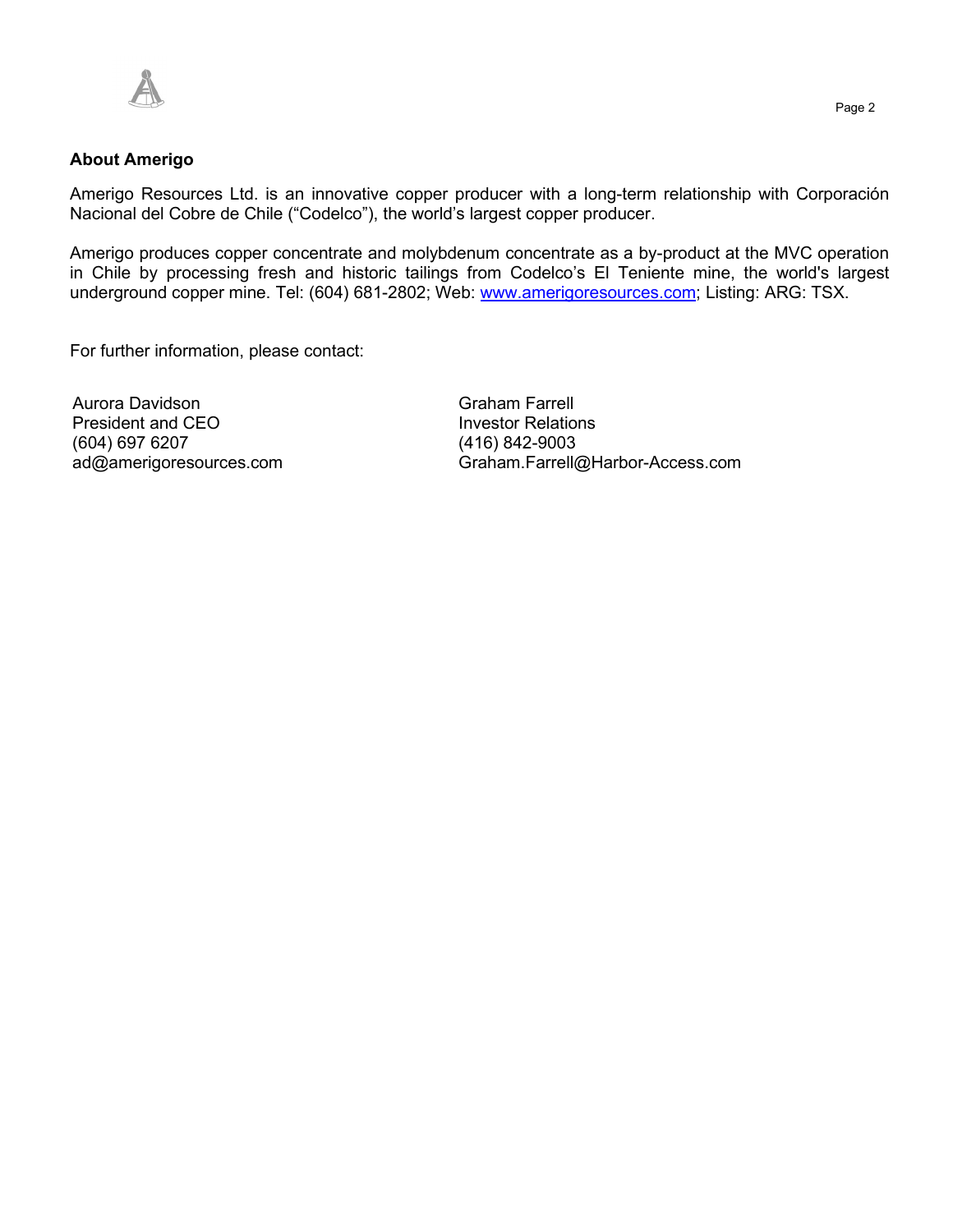**About Amerigo**

Amerigo Resources Ltd. is an innovative copper producer with a long-term relationship with Corporación Nacional del Cobre de Chile ("Codelco"), the world's largest copper producer.

Amerigo produces copper concentrate and molybdenum concentrate as a by-product at the MVC operation in Chile by processing fresh and historic tailings from Codelco's El Teniente mine, the world's largest underground copper mine. Tel: (604) 681-2802; Web: www.amerigoresources.com; Listing: ARG: TSX.

For further information, please contact:

Aurora Davidson
President and CEO
(604) 697 6207
ad@amerigoresources.com

Graham Farrell
Investor Relations
(416) 842-9003
Graham.Farrell@Harbor-Access.com